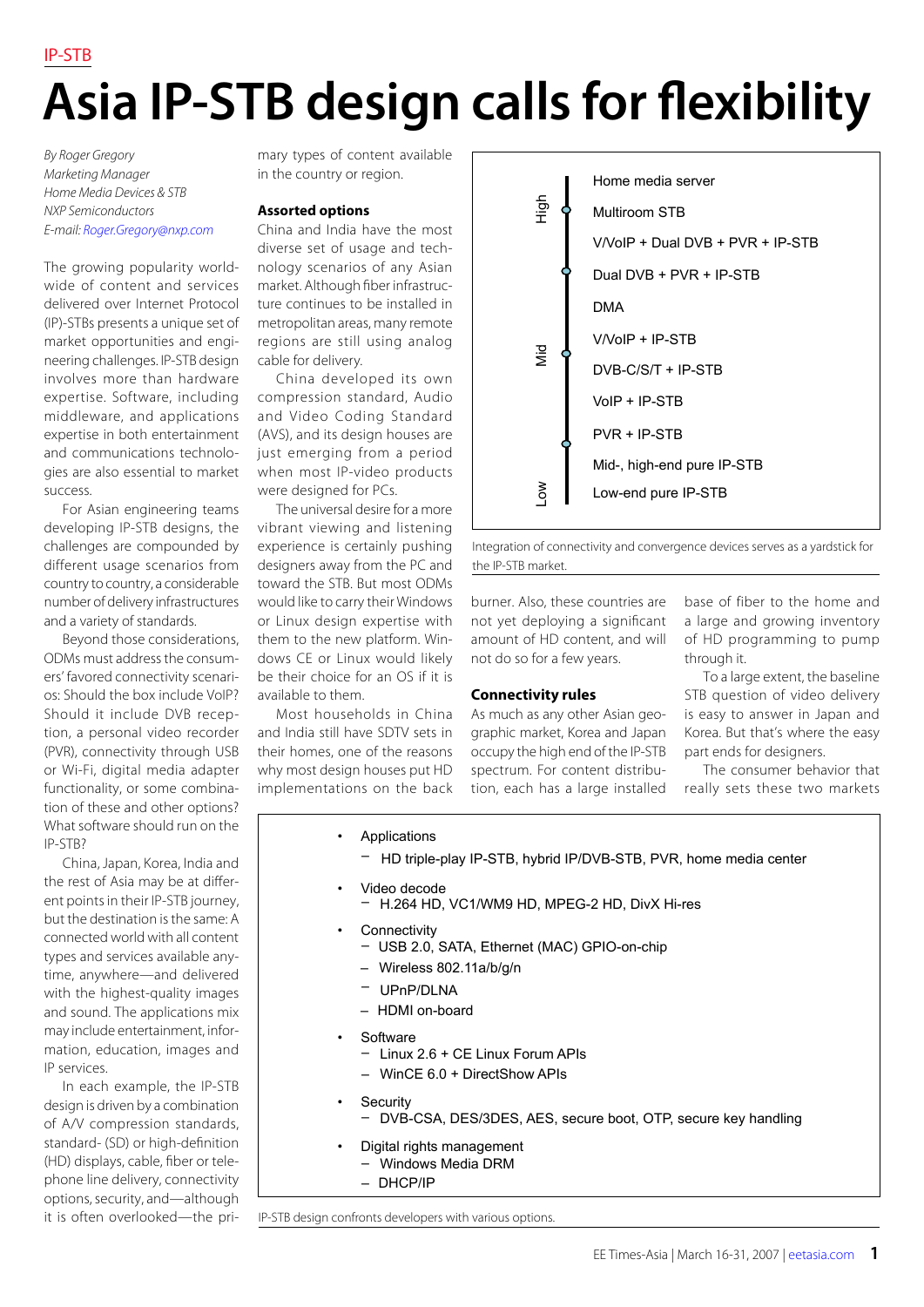IP-STB

# Asia IP-STB design calls for flexibility

*By Roger Gregory*
*Marketing Manager*
*Home Media Devices & STB*
*NXP Semiconductors*
*E-mail: Roger.Gregory@nxp.com*

The growing popularity worldwide of content and services delivered over Internet Protocol (IP)-STBs presents a unique set of market opportunities and engineering challenges. IP-STB design involves more than hardware expertise. Software, including middleware, and applications expertise in both entertainment and communications technologies are also essential to market success.

For Asian engineering teams developing IP-STB designs, the challenges are compounded by different usage scenarios from country to country, a considerable number of delivery infrastructures and a variety of standards.

Beyond those considerations, ODMs must address the consumers' favored connectivity scenarios: Should the box include VoIP? Should it include DVB reception, a personal video recorder (PVR), connectivity through USB or Wi-Fi, digital media adapter functionality, or some combination of these and other options? What software should run on the IP-STB?

China, Japan, Korea, India and the rest of Asia may be at different points in their IP-STB journey, but the destination is the same: A connected world with all content types and services available anytime, anywhere—and delivered with the highest-quality images and sound. The applications mix may include entertainment, information, education, images and IP services.

In each example, the IP-STB design is driven by a combination of A/V compression standards, standard- (SD) or high-definition (HD) displays, cable, fiber or telephone line delivery, connectivity options, security, and—although it is often overlooked—the primary types of content available in the country or region.

## Assorted options

China and India have the most diverse set of usage and technology scenarios of any Asian market. Although fiber infrastructure continues to be installed in metropolitan areas, many remote regions are still using analog cable for delivery.

China developed its own compression standard, Audio and Video Coding Standard (AVS), and its design houses are just emerging from a period when most IP-video products were designed for PCs.

The universal desire for a more vibrant viewing and listening experience is certainly pushing designers away from the PC and toward the STB. But most ODMs would like to carry their Windows or Linux design expertise with them to the new platform. Windows CE or Linux would likely be their choice for an OS if it is available to them.

Most households in China and India still have SDTV sets in their homes, one of the reasons why most design houses put HD implementations on the back burner. Also, these countries are not yet deploying a significant amount of HD content, and will not do so for a few years.

| Level | Device |
|---|---|
| High | Home media server |
| | Multiroom STB |
| | V/VoIP + Dual DVB + PVR + IP-STB |
| | Dual DVB + PVR + IP-STB |
| | DMA |
| Mid | V/VoIP + IP-STB |
| | DVB-C/S/T + IP-STB |
| | VoIP + IP-STB |
| | PVR + IP-STB |
| | Mid-, high-end pure IP-STB |
| Low | Low-end pure IP-STB |

Integration of connectivity and convergence devices serves as a yardstick for the IP-STB market.

## Connectivity rules

As much as any other Asian geographic market, Korea and Japan occupy the high end of the IP-STB spectrum. For content distribution, each has a large installed base of fiber to the home and a large and growing inventory of HD programming to pump through it.

To a large extent, the baseline STB question of video delivery is easy to answer in Japan and Korea. But that's where the easy part ends for designers.

The consumer behavior that really sets these two markets

- Applications
  - HD triple-play IP-STB, hybrid IP/DVB-STB, PVR, home media center
- Video decode
  - H.264 HD, VC1/WM9 HD, MPEG-2 HD, DivX Hi-res
- Connectivity
  - USB 2.0, SATA, Ethernet (MAC) GPIO-on-chip
  - Wireless 802.11a/b/g/n
  - UPnP/DLNA
  - HDMI on-board
- Software
  - Linux 2.6 + CE Linux Forum APIs
  - WinCE 6.0 + DirectShow APIs
- Security
  - DVB-CSA, DES/3DES, AES, secure boot, OTP, secure key handling
- Digital rights management
  - Windows Media DRM
  - DHCP/IP

IP-STB design confronts developers with various options.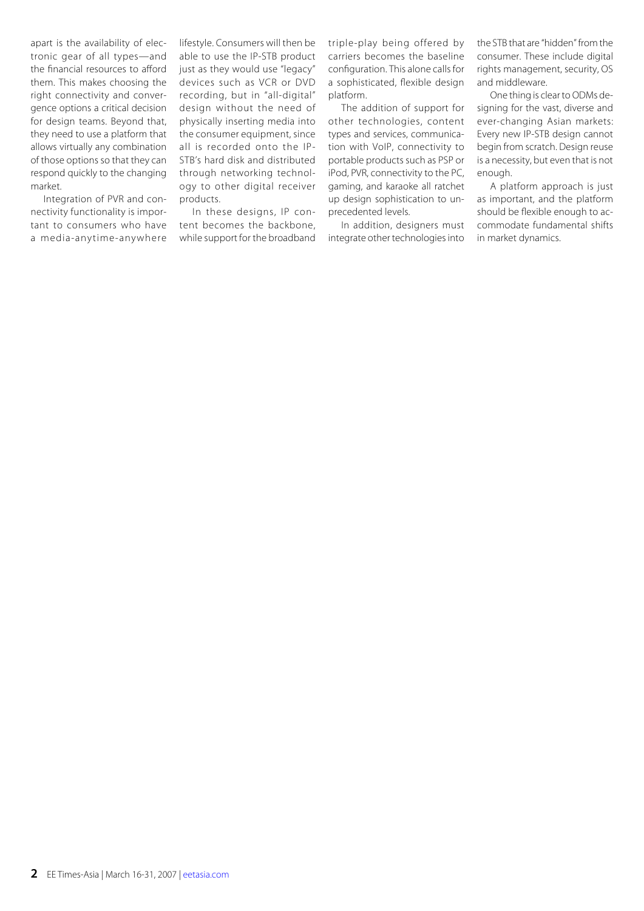apart is the availability of electronic gear of all types—and the financial resources to afford them. This makes choosing the right connectivity and convergence options a critical decision for design teams. Beyond that, they need to use a platform that allows virtually any combination of those options so that they can respond quickly to the changing market.

Integration of PVR and connectivity functionality is important to consumers who have a media-anytime-anywhere lifestyle. Consumers will then be able to use the IP-STB product just as they would use "legacy" devices such as VCR or DVD recording, but in "all-digital" design without the need of physically inserting media into the consumer equipment, since all is recorded onto the IP-STB's hard disk and distributed through networking technology to other digital receiver products.

In these designs, IP content becomes the backbone, while support for the broadband triple-play being offered by carriers becomes the baseline configuration. This alone calls for a sophisticated, flexible design platform.

The addition of support for other technologies, content types and services, communication with VoIP, connectivity to portable products such as PSP or iPod, PVR, connectivity to the PC, gaming, and karaoke all ratchet up design sophistication to unprecedented levels.

In addition, designers must integrate other technologies into the STB that are "hidden" from the consumer. These include digital rights management, security, OS and middleware.

One thing is clear to ODMs designing for the vast, diverse and ever-changing Asian markets: Every new IP-STB design cannot begin from scratch. Design reuse is a necessity, but even that is not enough.

A platform approach is just as important, and the platform should be flexible enough to accommodate fundamental shifts in market dynamics.